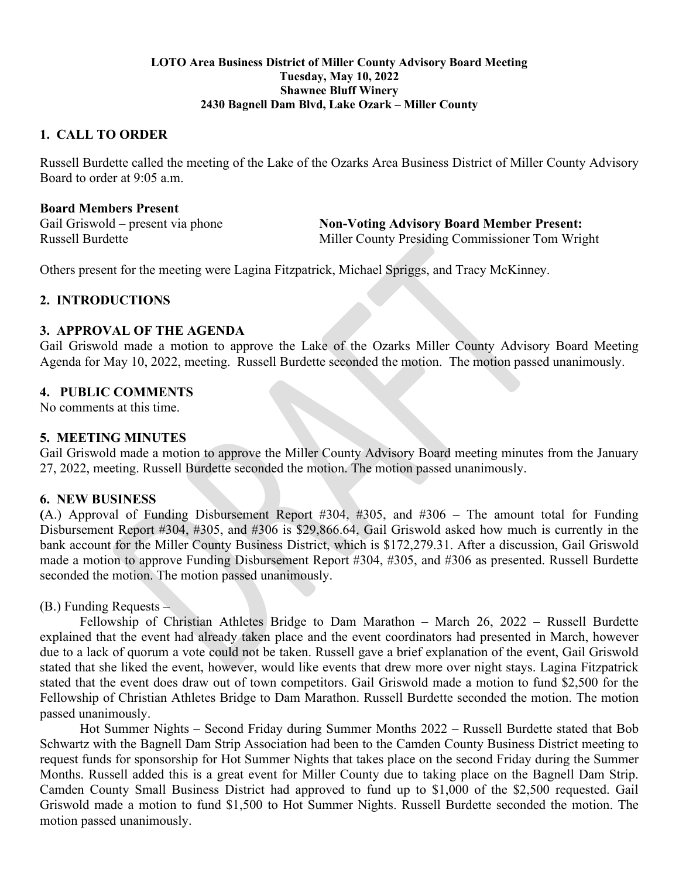**LOTO Area Business District of Miller County Advisory Board Meeting**
**Tuesday, May 10, 2022**
**Shawnee Bluff Winery**
**2430 Bagnell Dam Blvd, Lake Ozark – Miller County**

## 1. CALL TO ORDER

Russell Burdette called the meeting of the Lake of the Ozarks Area Business District of Miller County Advisory Board to order at 9:05 a.m.

**Board Members Present**
Gail Griswold – present via phone
Russell Burdette

**Non-Voting Advisory Board Member Present:**
Miller County Presiding Commissioner Tom Wright

Others present for the meeting were Lagina Fitzpatrick, Michael Spriggs, and Tracy McKinney.

## 2. INTRODUCTIONS

## 3. APPROVAL OF THE AGENDA

Gail Griswold made a motion to approve the Lake of the Ozarks Miller County Advisory Board Meeting Agenda for May 10, 2022, meeting. Russell Burdette seconded the motion. The motion passed unanimously.

## 4. PUBLIC COMMENTS

No comments at this time.

## 5. MEETING MINUTES

Gail Griswold made a motion to approve the Miller County Advisory Board meeting minutes from the January 27, 2022, meeting. Russell Burdette seconded the motion. The motion passed unanimously.

## 6. NEW BUSINESS

(A.) Approval of Funding Disbursement Report #304, #305, and #306 – The amount total for Funding Disbursement Report #304, #305, and #306 is $29,866.64, Gail Griswold asked how much is currently in the bank account for the Miller County Business District, which is $172,279.31. After a discussion, Gail Griswold made a motion to approve Funding Disbursement Report #304, #305, and #306 as presented. Russell Burdette seconded the motion. The motion passed unanimously.

(B.) Funding Requests –

Fellowship of Christian Athletes Bridge to Dam Marathon – March 26, 2022 – Russell Burdette explained that the event had already taken place and the event coordinators had presented in March, however due to a lack of quorum a vote could not be taken. Russell gave a brief explanation of the event, Gail Griswold stated that she liked the event, however, would like events that drew more over night stays. Lagina Fitzpatrick stated that the event does draw out of town competitors. Gail Griswold made a motion to fund $2,500 for the Fellowship of Christian Athletes Bridge to Dam Marathon. Russell Burdette seconded the motion. The motion passed unanimously.

Hot Summer Nights – Second Friday during Summer Months 2022 – Russell Burdette stated that Bob Schwartz with the Bagnell Dam Strip Association had been to the Camden County Business District meeting to request funds for sponsorship for Hot Summer Nights that takes place on the second Friday during the Summer Months. Russell added this is a great event for Miller County due to taking place on the Bagnell Dam Strip. Camden County Small Business District had approved to fund up to $1,000 of the $2,500 requested. Gail Griswold made a motion to fund $1,500 to Hot Summer Nights. Russell Burdette seconded the motion. The motion passed unanimously.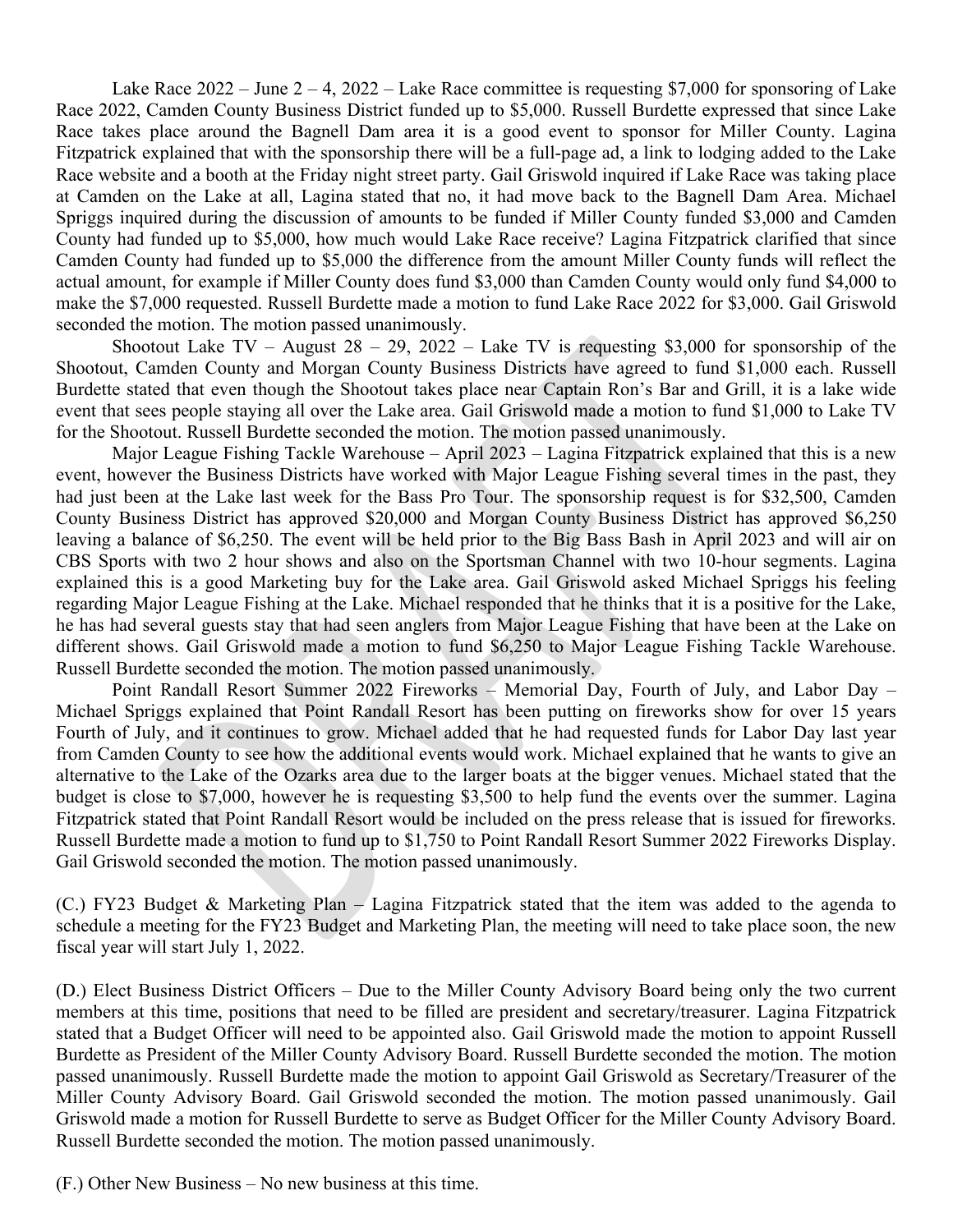Lake Race 2022 – June 2 – 4, 2022 – Lake Race committee is requesting $7,000 for sponsoring of Lake Race 2022, Camden County Business District funded up to $5,000. Russell Burdette expressed that since Lake Race takes place around the Bagnell Dam area it is a good event to sponsor for Miller County. Lagina Fitzpatrick explained that with the sponsorship there will be a full-page ad, a link to lodging added to the Lake Race website and a booth at the Friday night street party. Gail Griswold inquired if Lake Race was taking place at Camden on the Lake at all, Lagina stated that no, it had move back to the Bagnell Dam Area. Michael Spriggs inquired during the discussion of amounts to be funded if Miller County funded $3,000 and Camden County had funded up to $5,000, how much would Lake Race receive? Lagina Fitzpatrick clarified that since Camden County had funded up to $5,000 the difference from the amount Miller County funds will reflect the actual amount, for example if Miller County does fund $3,000 than Camden County would only fund $4,000 to make the $7,000 requested. Russell Burdette made a motion to fund Lake Race 2022 for $3,000. Gail Griswold seconded the motion. The motion passed unanimously.

Shootout Lake TV – August 28 – 29, 2022 – Lake TV is requesting $3,000 for sponsorship of the Shootout, Camden County and Morgan County Business Districts have agreed to fund $1,000 each. Russell Burdette stated that even though the Shootout takes place near Captain Ron's Bar and Grill, it is a lake wide event that sees people staying all over the Lake area. Gail Griswold made a motion to fund $1,000 to Lake TV for the Shootout. Russell Burdette seconded the motion. The motion passed unanimously.

Major League Fishing Tackle Warehouse – April 2023 – Lagina Fitzpatrick explained that this is a new event, however the Business Districts have worked with Major League Fishing several times in the past, they had just been at the Lake last week for the Bass Pro Tour. The sponsorship request is for $32,500, Camden County Business District has approved $20,000 and Morgan County Business District has approved $6,250 leaving a balance of $6,250. The event will be held prior to the Big Bass Bash in April 2023 and will air on CBS Sports with two 2 hour shows and also on the Sportsman Channel with two 10-hour segments. Lagina explained this is a good Marketing buy for the Lake area. Gail Griswold asked Michael Spriggs his feeling regarding Major League Fishing at the Lake. Michael responded that he thinks that it is a positive for the Lake, he has had several guests stay that had seen anglers from Major League Fishing that have been at the Lake on different shows. Gail Griswold made a motion to fund $6,250 to Major League Fishing Tackle Warehouse. Russell Burdette seconded the motion. The motion passed unanimously.

Point Randall Resort Summer 2022 Fireworks – Memorial Day, Fourth of July, and Labor Day – Michael Spriggs explained that Point Randall Resort has been putting on fireworks show for over 15 years Fourth of July, and it continues to grow. Michael added that he had requested funds for Labor Day last year from Camden County to see how the additional events would work. Michael explained that he wants to give an alternative to the Lake of the Ozarks area due to the larger boats at the bigger venues. Michael stated that the budget is close to $7,000, however he is requesting $3,500 to help fund the events over the summer. Lagina Fitzpatrick stated that Point Randall Resort would be included on the press release that is issued for fireworks. Russell Burdette made a motion to fund up to $1,750 to Point Randall Resort Summer 2022 Fireworks Display. Gail Griswold seconded the motion. The motion passed unanimously.

(C.) FY23 Budget & Marketing Plan – Lagina Fitzpatrick stated that the item was added to the agenda to schedule a meeting for the FY23 Budget and Marketing Plan, the meeting will need to take place soon, the new fiscal year will start July 1, 2022.

(D.) Elect Business District Officers – Due to the Miller County Advisory Board being only the two current members at this time, positions that need to be filled are president and secretary/treasurer. Lagina Fitzpatrick stated that a Budget Officer will need to be appointed also. Gail Griswold made the motion to appoint Russell Burdette as President of the Miller County Advisory Board. Russell Burdette seconded the motion. The motion passed unanimously. Russell Burdette made the motion to appoint Gail Griswold as Secretary/Treasurer of the Miller County Advisory Board. Gail Griswold seconded the motion. The motion passed unanimously. Gail Griswold made a motion for Russell Burdette to serve as Budget Officer for the Miller County Advisory Board. Russell Burdette seconded the motion. The motion passed unanimously.

(F.) Other New Business – No new business at this time.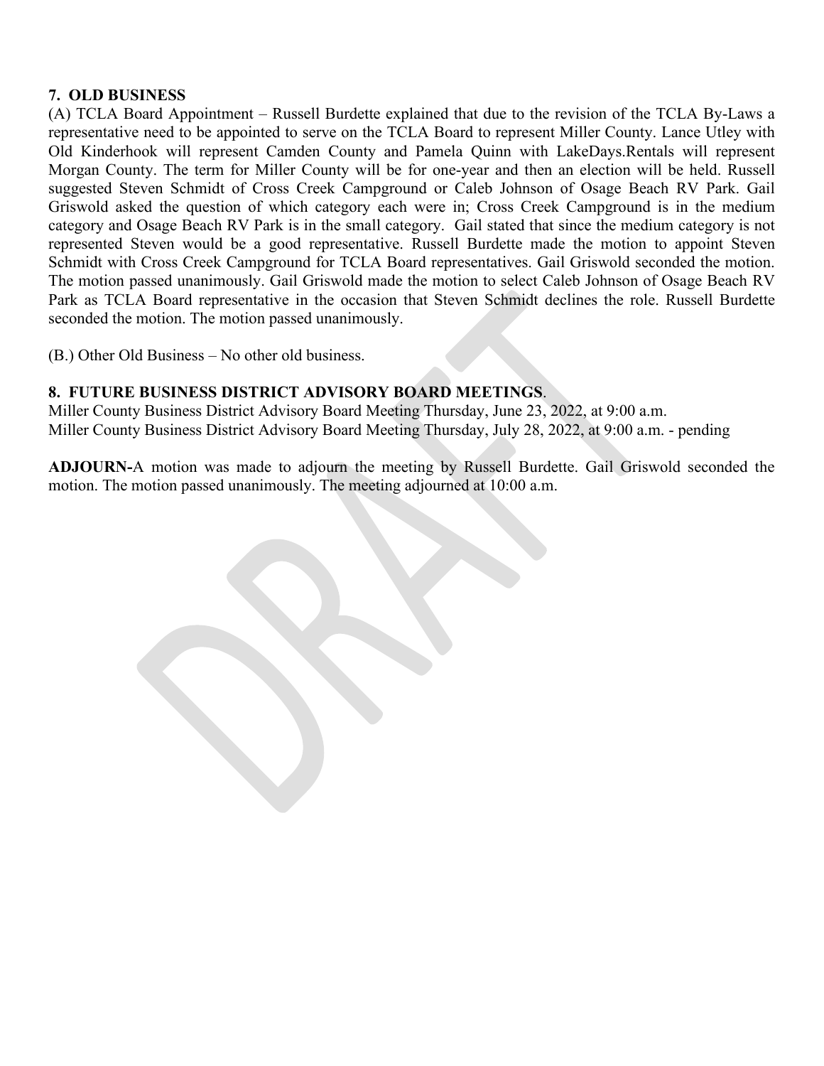**7. OLD BUSINESS**

(A) TCLA Board Appointment – Russell Burdette explained that due to the revision of the TCLA By-Laws a representative need to be appointed to serve on the TCLA Board to represent Miller County. Lance Utley with Old Kinderhook will represent Camden County and Pamela Quinn with LakeDays.Rentals will represent Morgan County. The term for Miller County will be for one-year and then an election will be held. Russell suggested Steven Schmidt of Cross Creek Campground or Caleb Johnson of Osage Beach RV Park. Gail Griswold asked the question of which category each were in; Cross Creek Campground is in the medium category and Osage Beach RV Park is in the small category. Gail stated that since the medium category is not represented Steven would be a good representative. Russell Burdette made the motion to appoint Steven Schmidt with Cross Creek Campground for TCLA Board representatives. Gail Griswold seconded the motion. The motion passed unanimously. Gail Griswold made the motion to select Caleb Johnson of Osage Beach RV Park as TCLA Board representative in the occasion that Steven Schmidt declines the role. Russell Burdette seconded the motion. The motion passed unanimously.

(B.) Other Old Business – No other old business.

**8. FUTURE BUSINESS DISTRICT ADVISORY BOARD MEETINGS**.

Miller County Business District Advisory Board Meeting Thursday, June 23, 2022, at 9:00 a.m.
Miller County Business District Advisory Board Meeting Thursday, July 28, 2022, at 9:00 a.m. - pending

**ADJOURN-**A motion was made to adjourn the meeting by Russell Burdette. Gail Griswold seconded the motion. The motion passed unanimously. The meeting adjourned at 10:00 a.m.